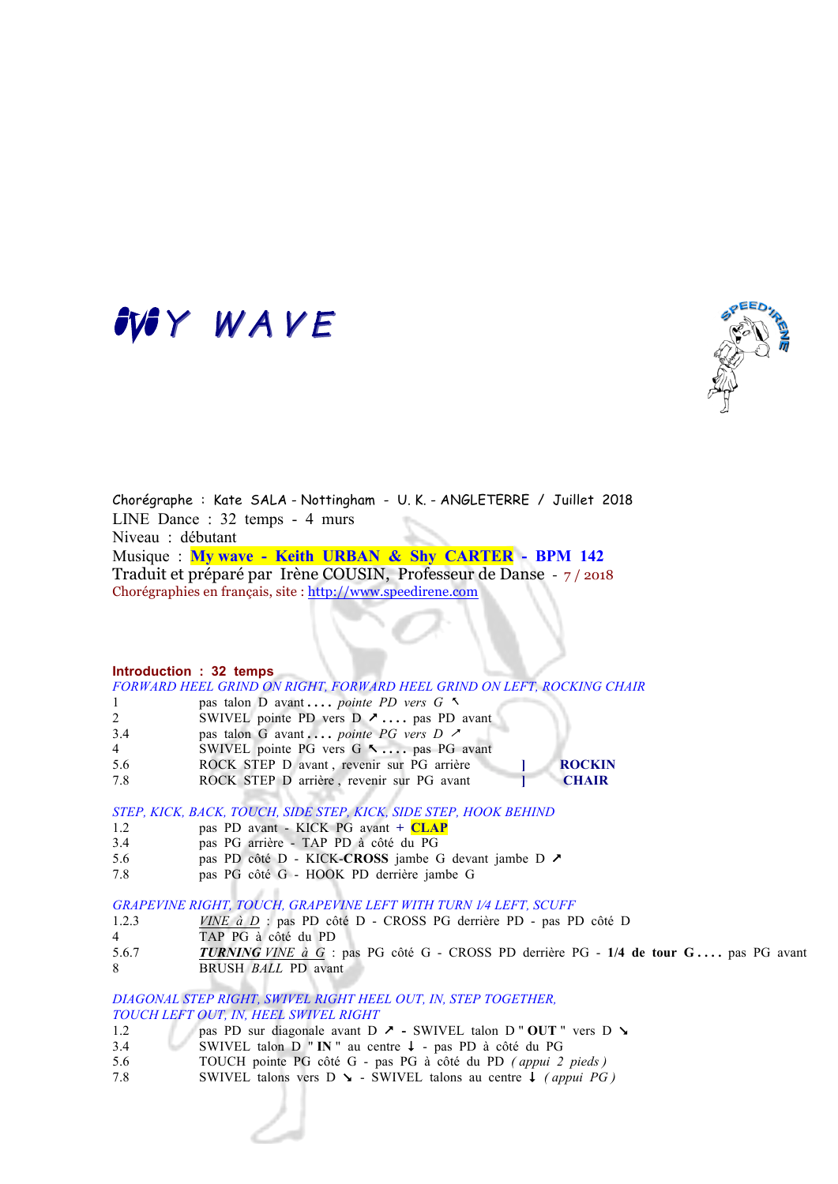# MY WAVE

Chorégraphe : Kate SALA - Nottingham - U. K. - ANGLETERRE / Juillet 2018
LINE Dance : 32 temps - 4 murs
Niveau : débutant
Musique : **My wave - Keith URBAN & Shy CARTER - BPM 142**
Traduit et préparé par Irène COUSIN, Professeur de Danse - 7 / 2018
Chorégraphies en français, site : http://www.speedirene.com

**Introduction : 32 temps**

*FORWARD HEEL GRIND ON RIGHT, FORWARD HEEL GRIND ON LEFT, ROCKING CHAIR*

| | | |
|---|---|---|
| 1 | pas talon D avant **. . . .** *pointe PD vers G* ↖ | |
| 2 | SWIVEL pointe PD vers D ↗ **. . . .** pas PD avant | |
| 3.4 | pas talon G avant **. . . .** *pointe PG vers D* ↗ | |
| 4 | SWIVEL pointe PG vers G ↖ **. . . .** pas PG avant | |
| 5.6 | ROCK STEP D avant , revenir sur PG arrière | ] **ROCKIN** |
| 7.8 | ROCK STEP D arrière , revenir sur PG avant | ] **CHAIR** |

*STEP, KICK, BACK, TOUCH, SIDE STEP, KICK, SIDE STEP, HOOK BEHIND*

| | |
|---|---|
| 1.2 | pas PD avant - KICK PG avant + **CLAP** |
| 3.4 | pas PG arrière - TAP PD à côté du PG |
| 5.6 | pas PD côté D - KICK-**CROSS** jambe G devant jambe D ↗ |
| 7.8 | pas PG côté G - HOOK PD derrière jambe G |

*GRAPEVINE RIGHT, TOUCH, GRAPEVINE LEFT WITH TURN 1/4 LEFT, SCUFF*

| | |
|---|---|
| 1.2.3 | *VINE à D* : pas PD côté D - CROSS PG derrière PD - pas PD côté D |
| 4 | TAP PG à côté du PD |
| 5.6.7 | ***TURNING*** *VINE à G* : pas PG côté G - CROSS PD derrière PG - **1/4 de tour G . . . .** pas PG avant |
| 8 | BRUSH *BALL* PD avant |

*DIAGONAL STEP RIGHT, SWIVEL RIGHT HEEL OUT, IN, STEP TOGETHER,*
*TOUCH LEFT OUT, IN, HEEL SWIVEL RIGHT*

| | |
|---|---|
| 1.2 | pas PD sur diagonale avant D ↗ **-** SWIVEL talon D " **OUT** " vers D ↘ |
| 3.4 | SWIVEL talon D " **IN** " au centre ↓ - pas PD à côté du PG |
| 5.6 | TOUCH pointe PG côté G - pas PG à côté du PD *( appui 2 pieds )* |
| 7.8 | SWIVEL talons vers D ↘ - SWIVEL talons au centre ↓ *( appui PG )* |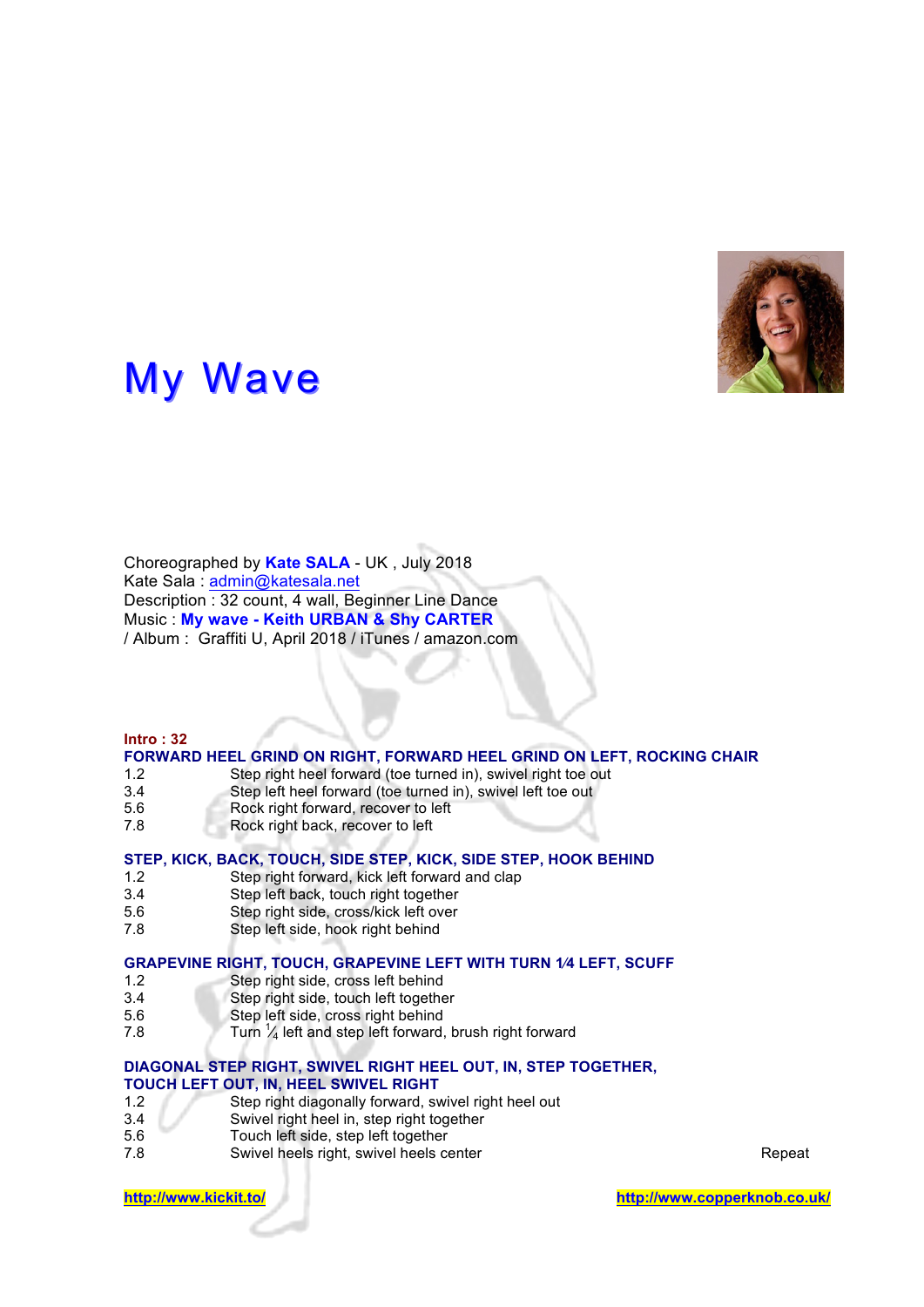# My Wave

Choreographed by **Kate SALA** - UK , July 2018
Kate Sala : admin@katesala.net
Description : 32 count, 4 wall, Beginner Line Dance
Music : **My wave - Keith URBAN & Shy CARTER**
/ Album : Graffiti U, April 2018 / iTunes / amazon.com

**Intro : 32**

**FORWARD HEEL GRIND ON RIGHT, FORWARD HEEL GRIND ON LEFT, ROCKING CHAIR**

| | |
|---|---|
| 1.2 | Step right heel forward (toe turned in), swivel right toe out |
| 3.4 | Step left heel forward (toe turned in), swivel left toe out |
| 5.6 | Rock right forward, recover to left |
| 7.8 | Rock right back, recover to left |

**STEP, KICK, BACK, TOUCH, SIDE STEP, KICK, SIDE STEP, HOOK BEHIND**

| | |
|---|---|
| 1.2 | Step right forward, kick left forward and clap |
| 3.4 | Step left back, touch right together |
| 5.6 | Step right side, cross/kick left over |
| 7.8 | Step left side, hook right behind |

**GRAPEVINE RIGHT, TOUCH, GRAPEVINE LEFT WITH TURN 1/4 LEFT, SCUFF**

| | |
|---|---|
| 1.2 | Step right side, cross left behind |
| 3.4 | Step right side, touch left together |
| 5.6 | Step left side, cross right behind |
| 7.8 | Turn 1/4 left and step left forward, brush right forward |

**DIAGONAL STEP RIGHT, SWIVEL RIGHT HEEL OUT, IN, STEP TOGETHER, TOUCH LEFT OUT, IN, HEEL SWIVEL RIGHT**

| | |
|---|---|
| 1.2 | Step right diagonally forward, swivel right heel out |
| 3.4 | Swivel right heel in, step right together |
| 5.6 | Touch left side, step left together |
| 7.8 | Swivel heels right, swivel heels center |

Repeat

http://www.kickit.to/

http://www.copperknob.co.uk/